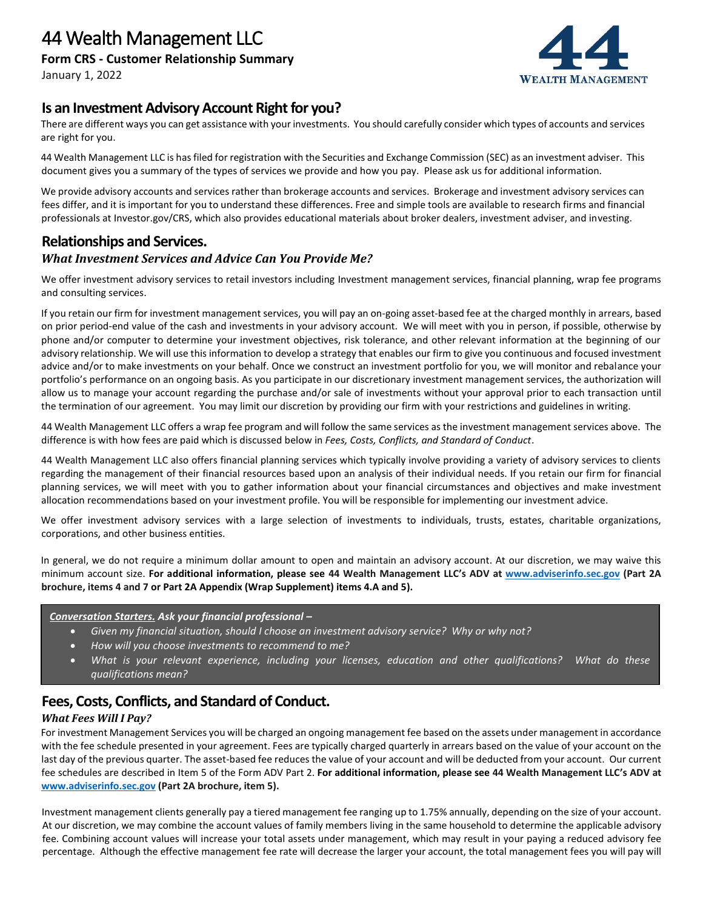# 44 Wealth Management LLC

**Form CRS - Customer Relationship Summary**

January 1, 2022

## Is an Investment Advisory Account Right for you?

There are different ways you can get assistance with your investments. You should carefully consider which types of accounts and services are right for you.

44 Wealth Management LLC is has filed for registration with the Securities and Exchange Commission (SEC) as an investment adviser. This document gives you a summary of the types of services we provide and how you pay. Please ask us for additional information.

We provide advisory accounts and services rather than brokerage accounts and services. Brokerage and investment advisory services can fees differ, and it is important for you to understand these differences. Free and simple tools are available to research firms and financial professionals at Investor.gov/CRS, which also provides educational materials about broker dealers, investment adviser, and investing.

## Relationships and Services.

### *What Investment Services and Advice Can You Provide Me?*

We offer investment advisory services to retail investors including Investment management services, financial planning, wrap fee programs and consulting services.

If you retain our firm for investment management services, you will pay an on-going asset-based fee at the charged monthly in arrears, based on prior period-end value of the cash and investments in your advisory account. We will meet with you in person, if possible, otherwise by phone and/or computer to determine your investment objectives, risk tolerance, and other relevant information at the beginning of our advisory relationship. We will use this information to develop a strategy that enables our firm to give you continuous and focused investment advice and/or to make investments on your behalf. Once we construct an investment portfolio for you, we will monitor and rebalance your portfolio's performance on an ongoing basis. As you participate in our discretionary investment management services, the authorization will allow us to manage your account regarding the purchase and/or sale of investments without your approval prior to each transaction until the termination of our agreement. You may limit our discretion by providing our firm with your restrictions and guidelines in writing.

44 Wealth Management LLC offers a wrap fee program and will follow the same services as the investment management services above. The difference is with how fees are paid which is discussed below in *Fees, Costs, Conflicts, and Standard of Conduct*.

44 Wealth Management LLC also offers financial planning services which typically involve providing a variety of advisory services to clients regarding the management of their financial resources based upon an analysis of their individual needs. If you retain our firm for financial planning services, we will meet with you to gather information about your financial circumstances and objectives and make investment allocation recommendations based on your investment profile. You will be responsible for implementing our investment advice.

We offer investment advisory services with a large selection of investments to individuals, trusts, estates, charitable organizations, corporations, and other business entities.

In general, we do not require a minimum dollar amount to open and maintain an advisory account. At our discretion, we may waive this minimum account size. **For additional information, please see 44 Wealth Management LLC's ADV at [www.adviserinfo.sec.gov](www.adviserinfo.sec.gov) (Part 2A brochure, items 4 and 7 or Part 2A Appendix (Wrap Supplement) items 4.A and 5).**

***Conversation Starters.* Ask your financial professional –**

- *Given my financial situation, should I choose an investment advisory service? Why or why not?*
- *How will you choose investments to recommend to me?*
- *What is your relevant experience, including your licenses, education and other qualifications? What do these qualifications mean?*

## Fees, Costs, Conflicts, and Standard of Conduct.

### *What Fees Will I Pay?*

For investment Management Services you will be charged an ongoing management fee based on the assets under management in accordance with the fee schedule presented in your agreement. Fees are typically charged quarterly in arrears based on the value of your account on the last day of the previous quarter. The asset-based fee reduces the value of your account and will be deducted from your account. Our current fee schedules are described in Item 5 of the Form ADV Part 2. **For additional information, please see 44 Wealth Management LLC's ADV at [www.adviserinfo.sec.gov](www.adviserinfo.sec.gov) (Part 2A brochure, item 5).**

Investment management clients generally pay a tiered management fee ranging up to 1.75% annually, depending on the size of your account. At our discretion, we may combine the account values of family members living in the same household to determine the applicable advisory fee. Combining account values will increase your total assets under management, which may result in your paying a reduced advisory fee percentage. Although the effective management fee rate will decrease the larger your account, the total management fees you will pay will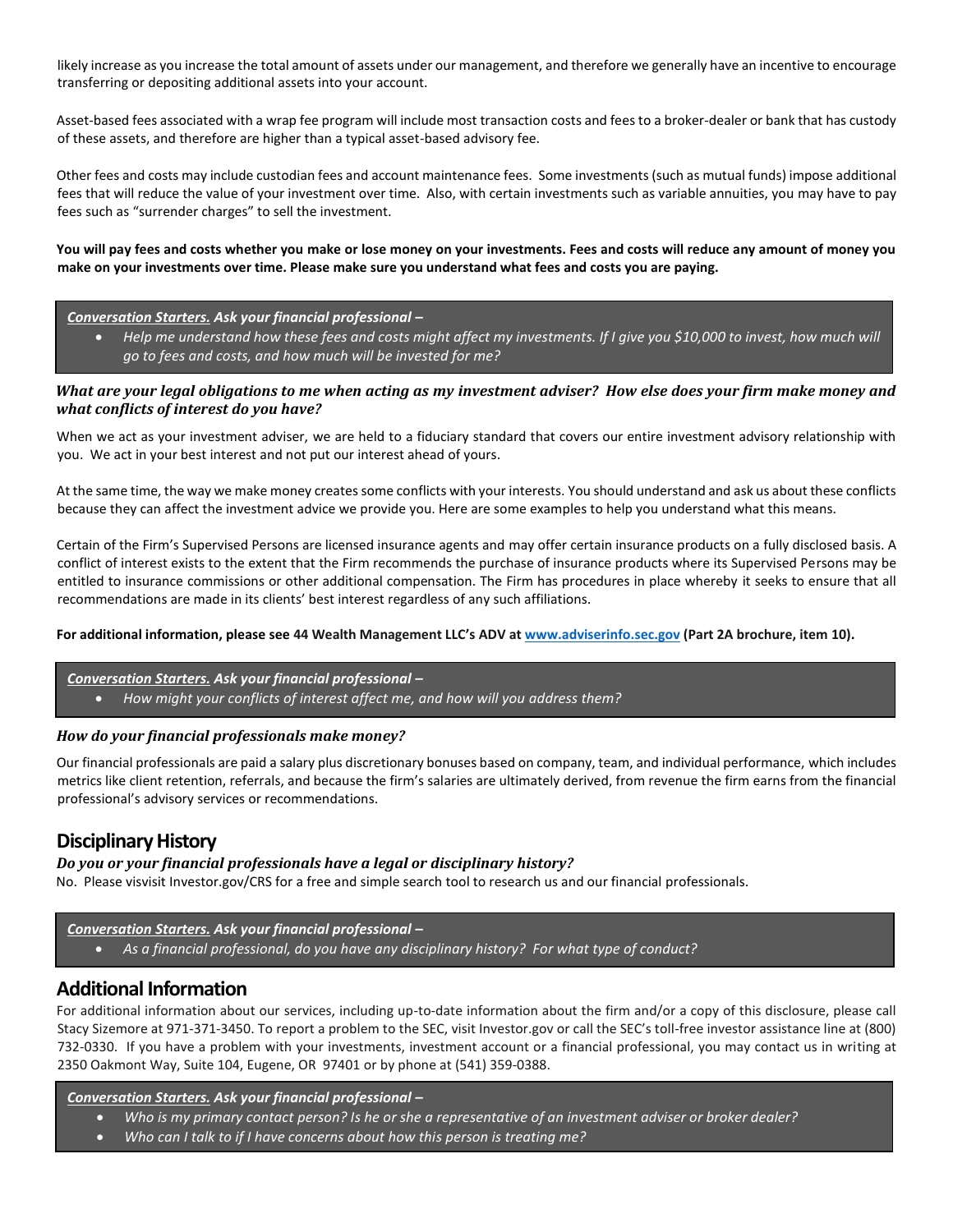likely increase as you increase the total amount of assets under our management, and therefore we generally have an incentive to encourage transferring or depositing additional assets into your account.

Asset-based fees associated with a wrap fee program will include most transaction costs and fees to a broker-dealer or bank that has custody of these assets, and therefore are higher than a typical asset-based advisory fee.

Other fees and costs may include custodian fees and account maintenance fees. Some investments (such as mutual funds) impose additional fees that will reduce the value of your investment over time. Also, with certain investments such as variable annuities, you may have to pay fees such as "surrender charges" to sell the investment.

**You will pay fees and costs whether you make or lose money on your investments. Fees and costs will reduce any amount of money you make on your investments over time. Please make sure you understand what fees and costs you are paying.**

***Conversation Starters.* Ask your financial professional –**

- *Help me understand how these fees and costs might affect my investments. If I give you $10,000 to invest, how much will go to fees and costs, and how much will be invested for me?*

### *What are your legal obligations to me when acting as my investment adviser? How else does your firm make money and what conflicts of interest do you have?*

When we act as your investment adviser, we are held to a fiduciary standard that covers our entire investment advisory relationship with you. We act in your best interest and not put our interest ahead of yours.

At the same time, the way we make money creates some conflicts with your interests. You should understand and ask us about these conflicts because they can affect the investment advice we provide you. Here are some examples to help you understand what this means.

Certain of the Firm's Supervised Persons are licensed insurance agents and may offer certain insurance products on a fully disclosed basis. A conflict of interest exists to the extent that the Firm recommends the purchase of insurance products where its Supervised Persons may be entitled to insurance commissions or other additional compensation. The Firm has procedures in place whereby it seeks to ensure that all recommendations are made in its clients' best interest regardless of any such affiliations.

**For additional information, please see 44 Wealth Management LLC's ADV at [www.adviserinfo.sec.gov](http://www.adviserinfo.sec.gov) (Part 2A brochure, item 10).**

***Conversation Starters.* Ask your financial professional –**

- *How might your conflicts of interest affect me, and how will you address them?*

### *How do your financial professionals make money?*

Our financial professionals are paid a salary plus discretionary bonuses based on company, team, and individual performance, which includes metrics like client retention, referrals, and because the firm's salaries are ultimately derived, from revenue the firm earns from the financial professional's advisory services or recommendations.

## Disciplinary History

### *Do you or your financial professionals have a legal or disciplinary history?*

No. Please visvisit Investor.gov/CRS for a free and simple search tool to research us and our financial professionals.

***Conversation Starters.* Ask your financial professional –**

- *As a financial professional, do you have any disciplinary history? For what type of conduct?*

## Additional Information

For additional information about our services, including up-to-date information about the firm and/or a copy of this disclosure, please call Stacy Sizemore at 971-371-3450. To report a problem to the SEC, visit Investor.gov or call the SEC's toll-free investor assistance line at (800) 732-0330. If you have a problem with your investments, investment account or a financial professional, you may contact us in writing at 2350 Oakmont Way, Suite 104, Eugene, OR 97401 or by phone at (541) 359-0388.

***Conversation Starters.* Ask your financial professional –**

- *Who is my primary contact person? Is he or she a representative of an investment adviser or broker dealer?*
- *Who can I talk to if I have concerns about how this person is treating me?*